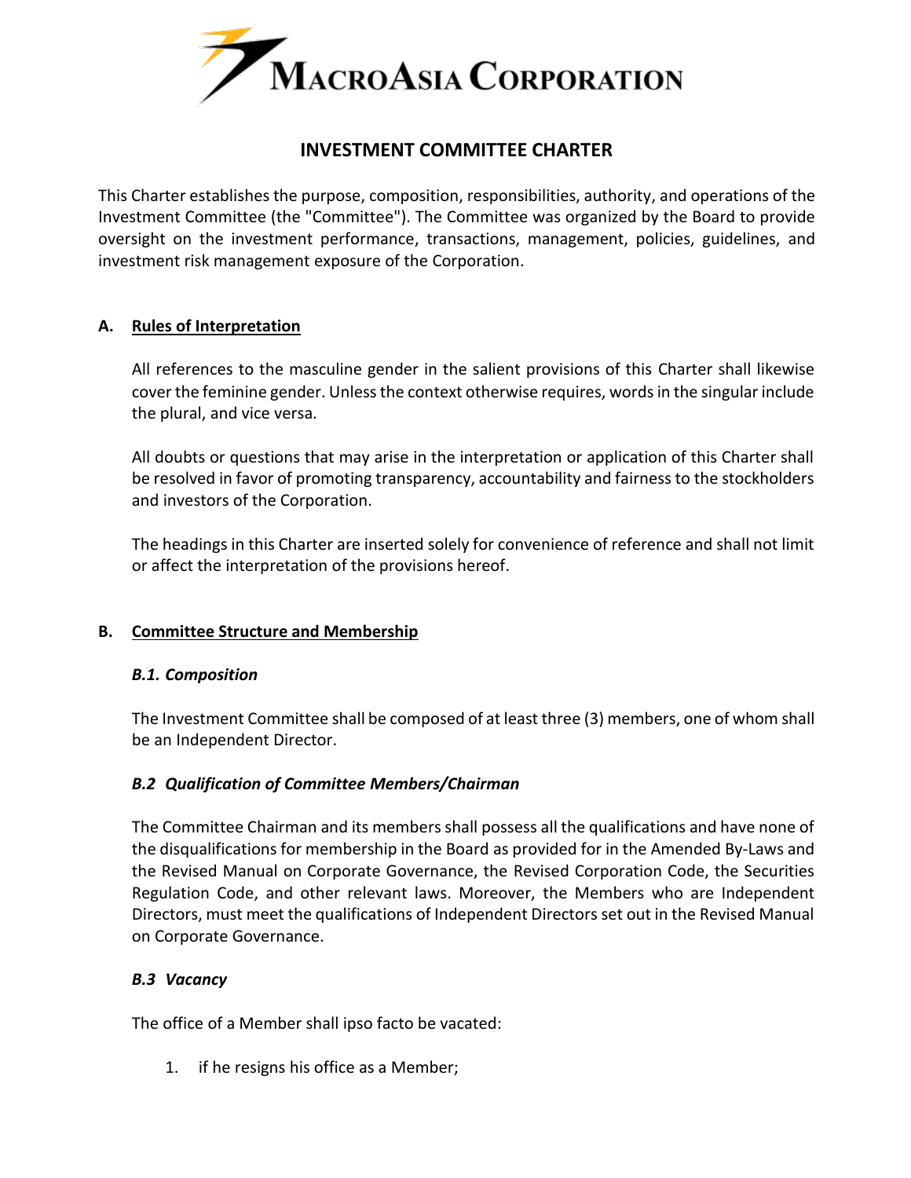# MacroAsia Corporation

## INVESTMENT COMMITTEE CHARTER

This Charter establishes the purpose, composition, responsibilities, authority, and operations of the Investment Committee (the "Committee"). The Committee was organized by the Board to provide oversight on the investment performance, transactions, management, policies, guidelines, and investment risk management exposure of the Corporation.

### A. Rules of Interpretation

All references to the masculine gender in the salient provisions of this Charter shall likewise cover the feminine gender. Unless the context otherwise requires, words in the singular include the plural, and vice versa.

All doubts or questions that may arise in the interpretation or application of this Charter shall be resolved in favor of promoting transparency, accountability and fairness to the stockholders and investors of the Corporation.

The headings in this Charter are inserted solely for convenience of reference and shall not limit or affect the interpretation of the provisions hereof.

### B. Committee Structure and Membership

#### *B.1. Composition*

The Investment Committee shall be composed of at least three (3) members, one of whom shall be an Independent Director.

#### *B.2 Qualification of Committee Members/Chairman*

The Committee Chairman and its members shall possess all the qualifications and have none of the disqualifications for membership in the Board as provided for in the Amended By-Laws and the Revised Manual on Corporate Governance, the Revised Corporation Code, the Securities Regulation Code, and other relevant laws. Moreover, the Members who are Independent Directors, must meet the qualifications of Independent Directors set out in the Revised Manual on Corporate Governance.

#### *B.3 Vacancy*

The office of a Member shall ipso facto be vacated:

1. if he resigns his office as a Member;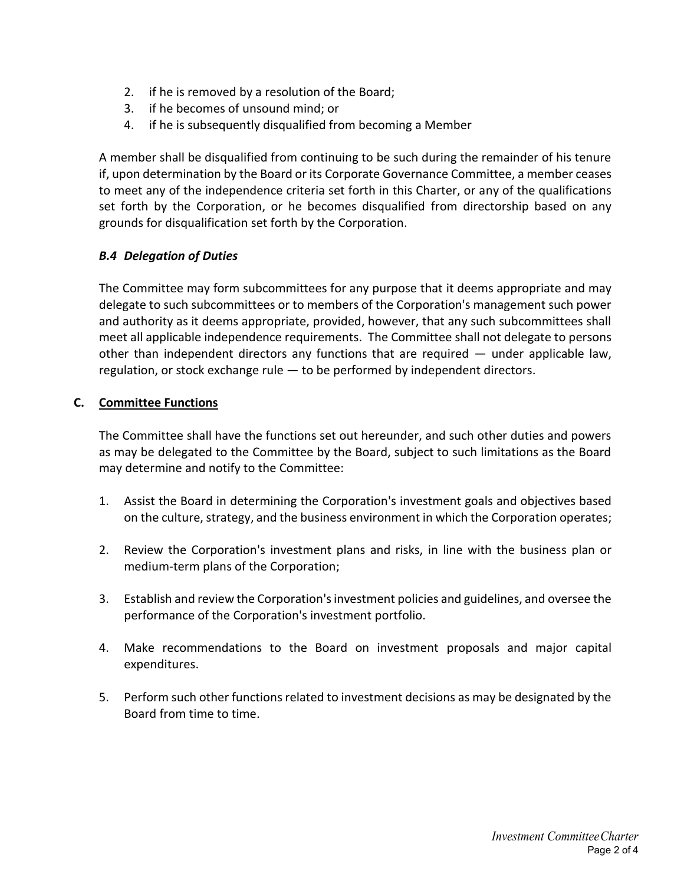2. if he is removed by a resolution of the Board;
3. if he becomes of unsound mind; or
4. if he is subsequently disqualified from becoming a Member

A member shall be disqualified from continuing to be such during the remainder of his tenure if, upon determination by the Board or its Corporate Governance Committee, a member ceases to meet any of the independence criteria set forth in this Charter, or any of the qualifications set forth by the Corporation, or he becomes disqualified from directorship based on any grounds for disqualification set forth by the Corporation.

### *B.4 Delegation of Duties*

The Committee may form subcommittees for any purpose that it deems appropriate and may delegate to such subcommittees or to members of the Corporation's management such power and authority as it deems appropriate, provided, however, that any such subcommittees shall meet all applicable independence requirements. The Committee shall not delegate to persons other than independent directors any functions that are required — under applicable law, regulation, or stock exchange rule — to be performed by independent directors.

## C. Committee Functions

The Committee shall have the functions set out hereunder, and such other duties and powers as may be delegated to the Committee by the Board, subject to such limitations as the Board may determine and notify to the Committee:

1. Assist the Board in determining the Corporation's investment goals and objectives based on the culture, strategy, and the business environment in which the Corporation operates;

2. Review the Corporation's investment plans and risks, in line with the business plan or medium-term plans of the Corporation;

3. Establish and review the Corporation's investment policies and guidelines, and oversee the performance of the Corporation's investment portfolio.

4. Make recommendations to the Board on investment proposals and major capital expenditures.

5. Perform such other functions related to investment decisions as may be designated by the Board from time to time.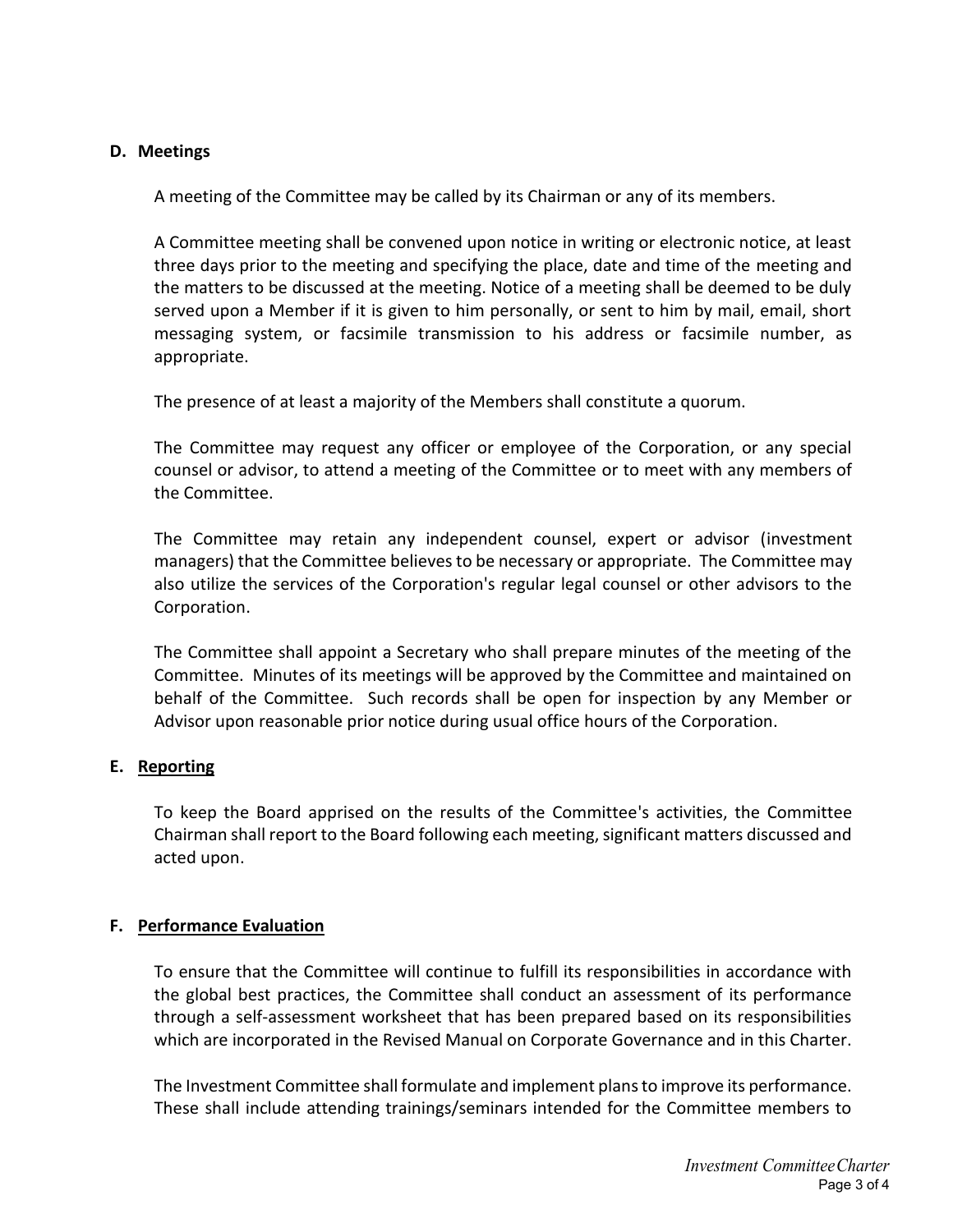## D. Meetings

A meeting of the Committee may be called by its Chairman or any of its members.

A Committee meeting shall be convened upon notice in writing or electronic notice, at least three days prior to the meeting and specifying the place, date and time of the meeting and the matters to be discussed at the meeting. Notice of a meeting shall be deemed to be duly served upon a Member if it is given to him personally, or sent to him by mail, email, short messaging system, or facsimile transmission to his address or facsimile number, as appropriate.

The presence of at least a majority of the Members shall constitute a quorum.

The Committee may request any officer or employee of the Corporation, or any special counsel or advisor, to attend a meeting of the Committee or to meet with any members of the Committee.

The Committee may retain any independent counsel, expert or advisor (investment managers) that the Committee believes to be necessary or appropriate. The Committee may also utilize the services of the Corporation's regular legal counsel or other advisors to the Corporation.

The Committee shall appoint a Secretary who shall prepare minutes of the meeting of the Committee. Minutes of its meetings will be approved by the Committee and maintained on behalf of the Committee. Such records shall be open for inspection by any Member or Advisor upon reasonable prior notice during usual office hours of the Corporation.

## E. Reporting

To keep the Board apprised on the results of the Committee's activities, the Committee Chairman shall report to the Board following each meeting, significant matters discussed and acted upon.

## F. Performance Evaluation

To ensure that the Committee will continue to fulfill its responsibilities in accordance with the global best practices, the Committee shall conduct an assessment of its performance through a self-assessment worksheet that has been prepared based on its responsibilities which are incorporated in the Revised Manual on Corporate Governance and in this Charter.

The Investment Committee shall formulate and implement plans to improve its performance. These shall include attending trainings/seminars intended for the Committee members to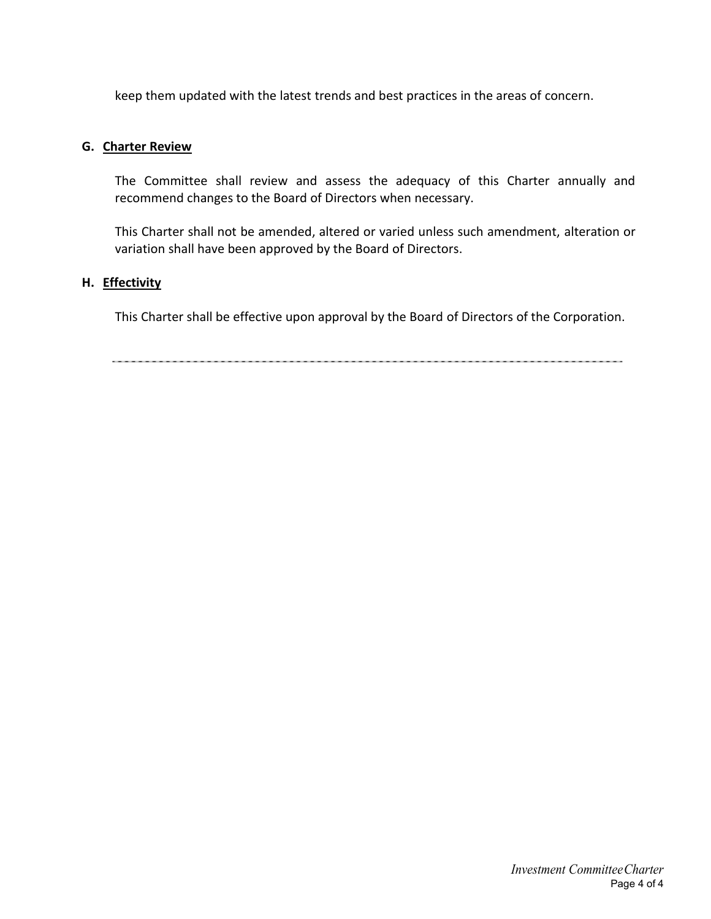keep them updated with the latest trends and best practices in the areas of concern.

## G. Charter Review

The Committee shall review and assess the adequacy of this Charter annually and recommend changes to the Board of Directors when necessary.

This Charter shall not be amended, altered or varied unless such amendment, alteration or variation shall have been approved by the Board of Directors.

## H. Effectivity

This Charter shall be effective upon approval by the Board of Directors of the Corporation.

---